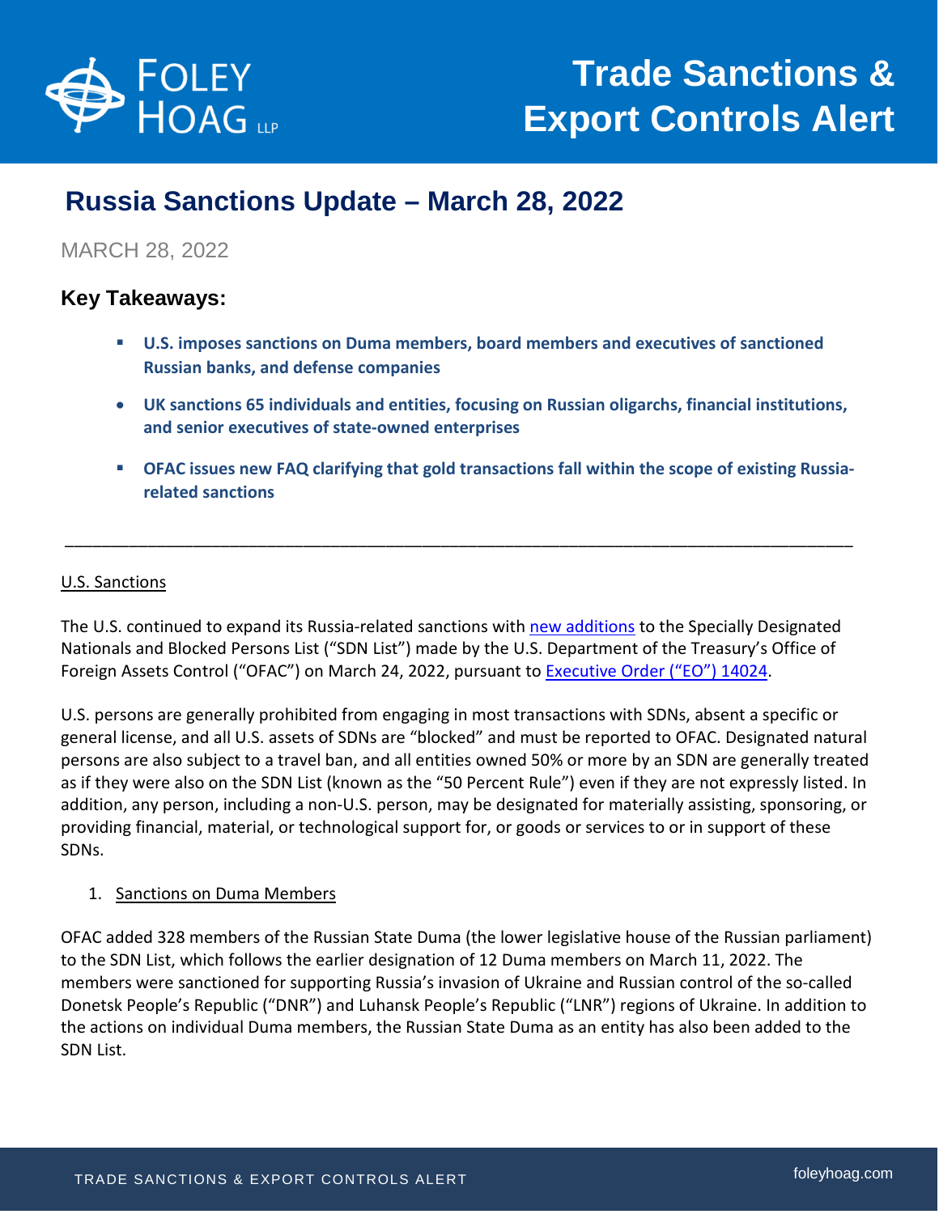# Trade Sanctions & Export Controls Alert

## Russia Sanctions Update – March 28, 2022

MARCH 28, 2022

### Key Takeaways:

- **U.S. imposes sanctions on Duma members, board members and executives of sanctioned Russian banks, and defense companies**
- **UK sanctions 65 individuals and entities, focusing on Russian oligarchs, financial institutions, and senior executives of state-owned enterprises**
- **OFAC issues new FAQ clarifying that gold transactions fall within the scope of existing Russia-related sanctions**

---

U.S. Sanctions

The U.S. continued to expand its Russia-related sanctions with new additions to the Specially Designated Nationals and Blocked Persons List ("SDN List") made by the U.S. Department of the Treasury's Office of Foreign Assets Control ("OFAC") on March 24, 2022, pursuant to Executive Order ("EO") 14024.

U.S. persons are generally prohibited from engaging in most transactions with SDNs, absent a specific or general license, and all U.S. assets of SDNs are "blocked" and must be reported to OFAC. Designated natural persons are also subject to a travel ban, and all entities owned 50% or more by an SDN are generally treated as if they were also on the SDN List (known as the "50 Percent Rule") even if they are not expressly listed. In addition, any person, including a non-U.S. person, may be designated for materially assisting, sponsoring, or providing financial, material, or technological support for, or goods or services to or in support of these SDNs.

1. Sanctions on Duma Members

OFAC added 328 members of the Russian State Duma (the lower legislative house of the Russian parliament) to the SDN List, which follows the earlier designation of 12 Duma members on March 11, 2022. The members were sanctioned for supporting Russia's invasion of Ukraine and Russian control of the so-called Donetsk People's Republic ("DNR") and Luhansk People's Republic ("LNR") regions of Ukraine. In addition to the actions on individual Duma members, the Russian State Duma as an entity has also been added to the SDN List.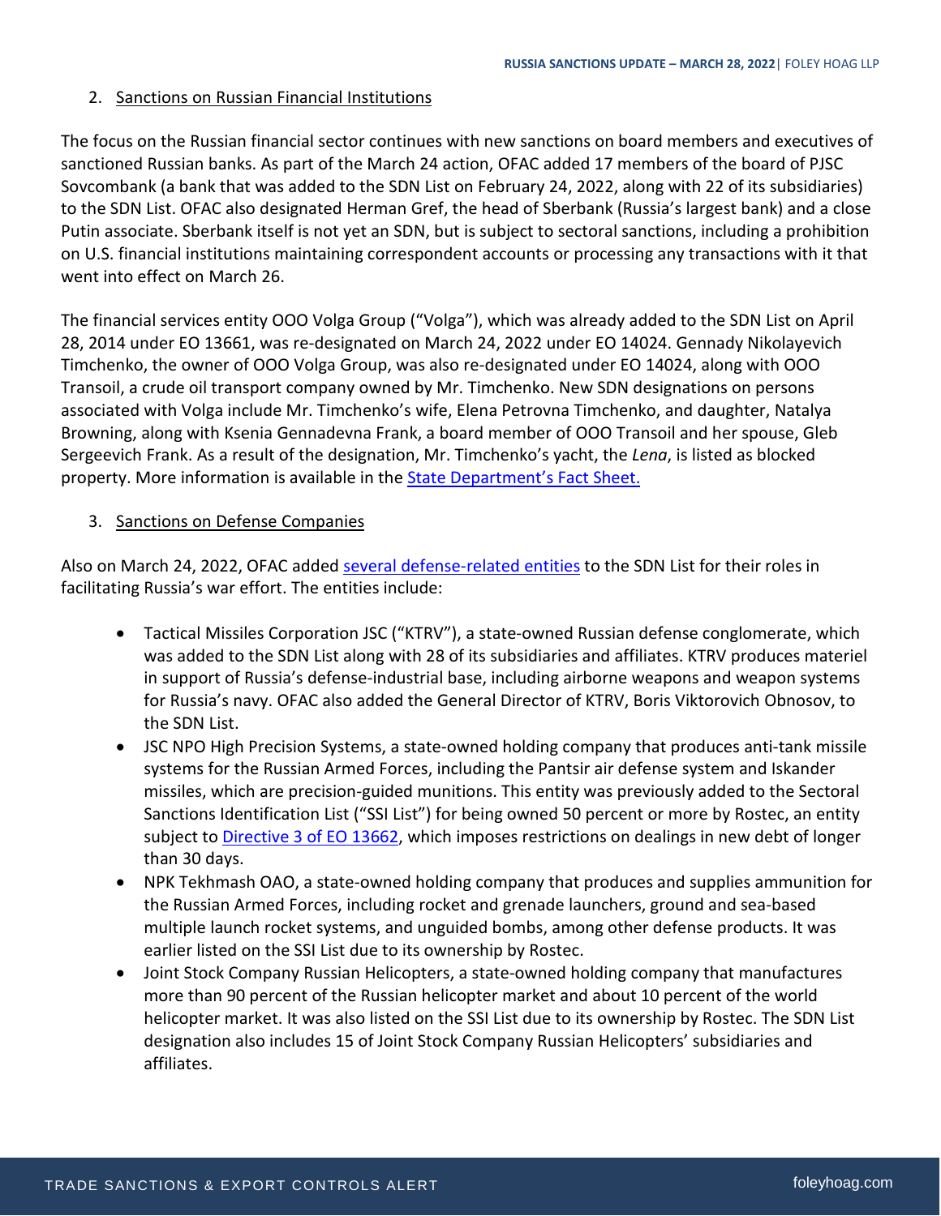2. Sanctions on Russian Financial Institutions

The focus on the Russian financial sector continues with new sanctions on board members and executives of sanctioned Russian banks. As part of the March 24 action, OFAC added 17 members of the board of PJSC Sovcombank (a bank that was added to the SDN List on February 24, 2022, along with 22 of its subsidiaries) to the SDN List. OFAC also designated Herman Gref, the head of Sberbank (Russia's largest bank) and a close Putin associate. Sberbank itself is not yet an SDN, but is subject to sectoral sanctions, including a prohibition on U.S. financial institutions maintaining correspondent accounts or processing any transactions with it that went into effect on March 26.

The financial services entity OOO Volga Group ("Volga"), which was already added to the SDN List on April 28, 2014 under EO 13661, was re-designated on March 24, 2022 under EO 14024. Gennady Nikolayevich Timchenko, the owner of OOO Volga Group, was also re-designated under EO 14024, along with OOO Transoil, a crude oil transport company owned by Mr. Timchenko. New SDN designations on persons associated with Volga include Mr. Timchenko's wife, Elena Petrovna Timchenko, and daughter, Natalya Browning, along with Ksenia Gennadevna Frank, a board member of OOO Transoil and her spouse, Gleb Sergeevich Frank. As a result of the designation, Mr. Timchenko's yacht, the *Lena*, is listed as blocked property. More information is available in the State Department's Fact Sheet.

3. Sanctions on Defense Companies

Also on March 24, 2022, OFAC added several defense-related entities to the SDN List for their roles in facilitating Russia's war effort. The entities include:

- Tactical Missiles Corporation JSC ("KTRV"), a state-owned Russian defense conglomerate, which was added to the SDN List along with 28 of its subsidiaries and affiliates. KTRV produces materiel in support of Russia's defense-industrial base, including airborne weapons and weapon systems for Russia's navy. OFAC also added the General Director of KTRV, Boris Viktorovich Obnosov, to the SDN List.
- JSC NPO High Precision Systems, a state-owned holding company that produces anti-tank missile systems for the Russian Armed Forces, including the Pantsir air defense system and Iskander missiles, which are precision-guided munitions. This entity was previously added to the Sectoral Sanctions Identification List ("SSI List") for being owned 50 percent or more by Rostec, an entity subject to Directive 3 of EO 13662, which imposes restrictions on dealings in new debt of longer than 30 days.
- NPK Tekhmash OAO, a state-owned holding company that produces and supplies ammunition for the Russian Armed Forces, including rocket and grenade launchers, ground and sea-based multiple launch rocket systems, and unguided bombs, among other defense products. It was earlier listed on the SSI List due to its ownership by Rostec.
- Joint Stock Company Russian Helicopters, a state-owned holding company that manufactures more than 90 percent of the Russian helicopter market and about 10 percent of the world helicopter market. It was also listed on the SSI List due to its ownership by Rostec. The SDN List designation also includes 15 of Joint Stock Company Russian Helicopters' subsidiaries and affiliates.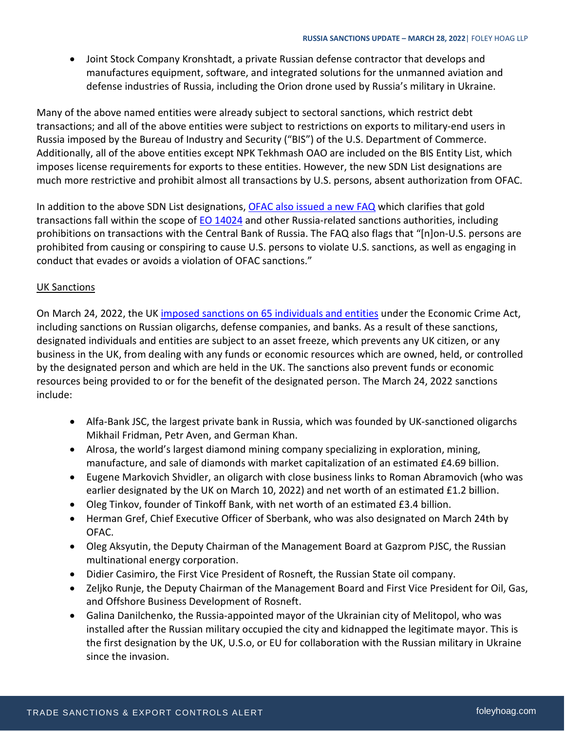- Joint Stock Company Kronshtadt, a private Russian defense contractor that develops and manufactures equipment, software, and integrated solutions for the unmanned aviation and defense industries of Russia, including the Orion drone used by Russia's military in Ukraine.

Many of the above named entities were already subject to sectoral sanctions, which restrict debt transactions; and all of the above entities were subject to restrictions on exports to military-end users in Russia imposed by the Bureau of Industry and Security ("BIS") of the U.S. Department of Commerce. Additionally, all of the above entities except NPK Tekhmash OAO are included on the BIS Entity List, which imposes license requirements for exports to these entities. However, the new SDN List designations are much more restrictive and prohibit almost all transactions by U.S. persons, absent authorization from OFAC.

In addition to the above SDN List designations, OFAC also issued a new FAQ which clarifies that gold transactions fall within the scope of EO 14024 and other Russia-related sanctions authorities, including prohibitions on transactions with the Central Bank of Russia. The FAQ also flags that "[n]on-U.S. persons are prohibited from causing or conspiring to cause U.S. persons to violate U.S. sanctions, as well as engaging in conduct that evades or avoids a violation of OFAC sanctions."

UK Sanctions

On March 24, 2022, the UK imposed sanctions on 65 individuals and entities under the Economic Crime Act, including sanctions on Russian oligarchs, defense companies, and banks. As a result of these sanctions, designated individuals and entities are subject to an asset freeze, which prevents any UK citizen, or any business in the UK, from dealing with any funds or economic resources which are owned, held, or controlled by the designated person and which are held in the UK. The sanctions also prevent funds or economic resources being provided to or for the benefit of the designated person. The March 24, 2022 sanctions include:

- Alfa-Bank JSC, the largest private bank in Russia, which was founded by UK-sanctioned oligarchs Mikhail Fridman, Petr Aven, and German Khan.
- Alrosa, the world's largest diamond mining company specializing in exploration, mining, manufacture, and sale of diamonds with market capitalization of an estimated £4.69 billion.
- Eugene Markovich Shvidler, an oligarch with close business links to Roman Abramovich (who was earlier designated by the UK on March 10, 2022) and net worth of an estimated £1.2 billion.
- Oleg Tinkov, founder of Tinkoff Bank, with net worth of an estimated £3.4 billion.
- Herman Gref, Chief Executive Officer of Sberbank, who was also designated on March 24th by OFAC.
- Oleg Aksyutin, the Deputy Chairman of the Management Board at Gazprom PJSC, the Russian multinational energy corporation.
- Didier Casimiro, the First Vice President of Rosneft, the Russian State oil company.
- Zeljko Runje, the Deputy Chairman of the Management Board and First Vice President for Oil, Gas, and Offshore Business Development of Rosneft.
- Galina Danilchenko, the Russia-appointed mayor of the Ukrainian city of Melitopol, who was installed after the Russian military occupied the city and kidnapped the legitimate mayor. This is the first designation by the UK, U.S.o, or EU for collaboration with the Russian military in Ukraine since the invasion.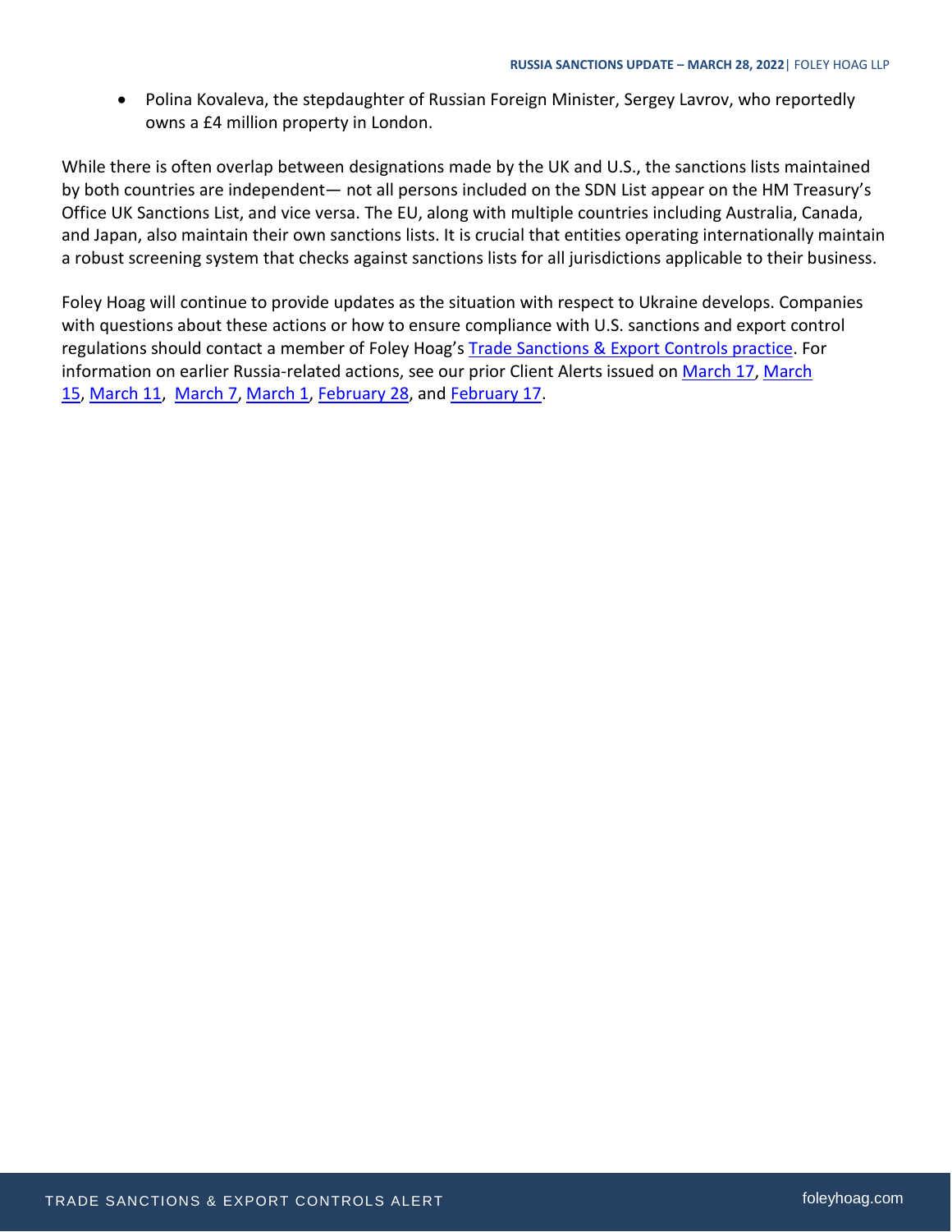- Polina Kovaleva, the stepdaughter of Russian Foreign Minister, Sergey Lavrov, who reportedly owns a £4 million property in London.

While there is often overlap between designations made by the UK and U.S., the sanctions lists maintained by both countries are independent— not all persons included on the SDN List appear on the HM Treasury's Office UK Sanctions List, and vice versa. The EU, along with multiple countries including Australia, Canada, and Japan, also maintain their own sanctions lists. It is crucial that entities operating internationally maintain a robust screening system that checks against sanctions lists for all jurisdictions applicable to their business.

Foley Hoag will continue to provide updates as the situation with respect to Ukraine develops. Companies with questions about these actions or how to ensure compliance with U.S. sanctions and export control regulations should contact a member of Foley Hoag's Trade Sanctions & Export Controls practice. For information on earlier Russia-related actions, see our prior Client Alerts issued on March 17, March 15, March 11, March 7, March 1, February 28, and February 17.